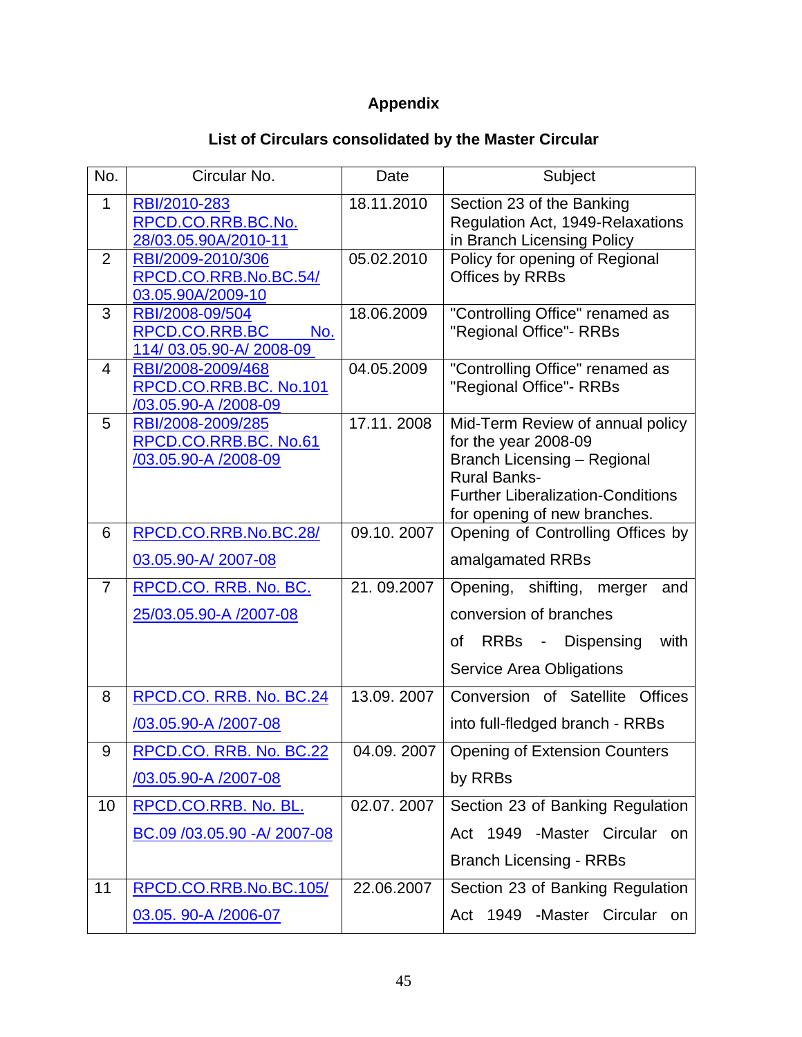## Appendix

### List of Circulars consolidated by the Master Circular

| No. | Circular No. | Date | Subject |
|---|---|---|---|
| 1 | RBI/2010-283 RPCD.CO.RRB.BC.No. 28/03.05.90A/2010-11 | 18.11.2010 | Section 23 of the Banking Regulation Act, 1949-Relaxations in Branch Licensing Policy |
| 2 | RBI/2009-2010/306 RPCD.CO.RRB.No.BC.54/ 03.05.90A/2009-10 | 05.02.2010 | Policy for opening of Regional Offices by RRBs |
| 3 | RBI/2008-09/504 RPCD.CO.RRB.BC No. 114/ 03.05.90-A/ 2008-09 | 18.06.2009 | "Controlling Office" renamed as "Regional Office"- RRBs |
| 4 | RBI/2008-2009/468 RPCD.CO.RRB.BC. No.101 /03.05.90-A /2008-09 | 04.05.2009 | "Controlling Office" renamed as "Regional Office"- RRBs |
| 5 | RBI/2008-2009/285 RPCD.CO.RRB.BC. No.61 /03.05.90-A /2008-09 | 17.11. 2008 | Mid-Term Review of annual policy for the year 2008-09 Branch Licensing – Regional Rural Banks- Further Liberalization-Conditions for opening of new branches. |
| 6 | RPCD.CO.RRB.No.BC.28/ 03.05.90-A/ 2007-08 | 09.10. 2007 | Opening of Controlling Offices by amalgamated RRBs |
| 7 | RPCD.CO. RRB. No. BC. 25/03.05.90-A /2007-08 | 21. 09.2007 | Opening, shifting, merger and conversion of branches of RRBs - Dispensing with Service Area Obligations |
| 8 | RPCD.CO. RRB. No. BC.24 /03.05.90-A /2007-08 | 13.09. 2007 | Conversion of Satellite Offices into full-fledged branch - RRBs |
| 9 | RPCD.CO. RRB. No. BC.22 /03.05.90-A /2007-08 | 04.09. 2007 | Opening of Extension Counters by RRBs |
| 10 | RPCD.CO.RRB. No. BL. BC.09 /03.05.90 -A/ 2007-08 | 02.07. 2007 | Section 23 of Banking Regulation Act 1949 -Master Circular on Branch Licensing - RRBs |
| 11 | RPCD.CO.RRB.No.BC.105/ 03.05. 90-A /2006-07 | 22.06.2007 | Section 23 of Banking Regulation Act 1949 -Master Circular on |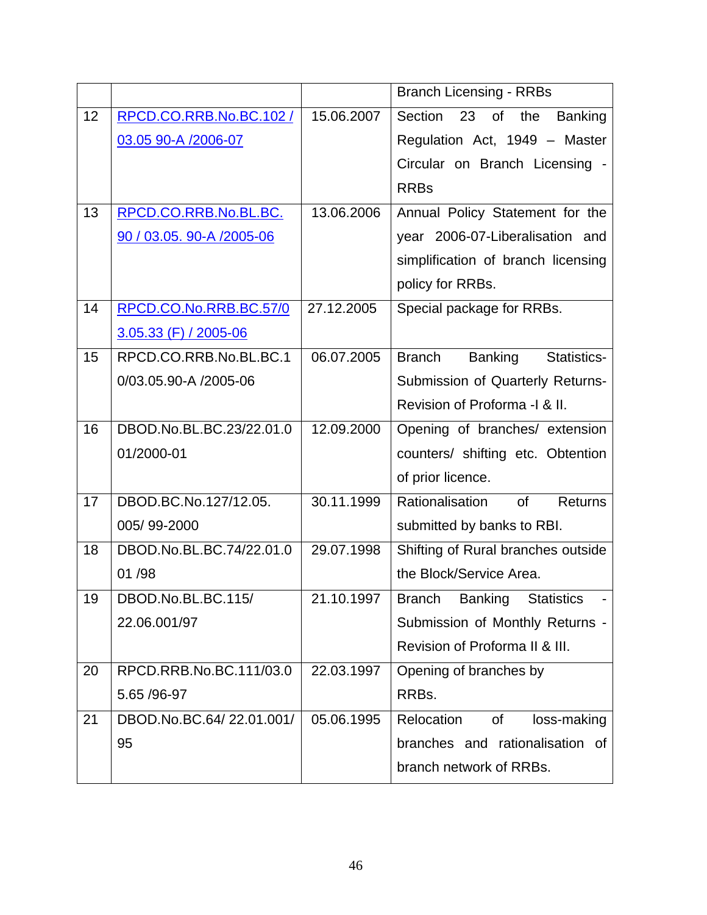| | | | |
|---|---|---|---|
| | | | Branch Licensing - RRBs |
| 12 | RPCD.CO.RRB.No.BC.102 / 03.05 90-A /2006-07 | 15.06.2007 | Section 23 of the Banking Regulation Act, 1949 – Master Circular on Branch Licensing - RRBs |
| 13 | RPCD.CO.RRB.No.BL.BC. 90 / 03.05. 90-A /2005-06 | 13.06.2006 | Annual Policy Statement for the year 2006-07-Liberalisation and simplification of branch licensing policy for RRBs. |
| 14 | RPCD.CO.No.RRB.BC.57/03.05.33 (F) / 2005-06 | 27.12.2005 | Special package for RRBs. |
| 15 | RPCD.CO.RRB.No.BL.BC.10/03.05.90-A /2005-06 | 06.07.2005 | Branch Banking Statistics-Submission of Quarterly Returns-Revision of Proforma -I & II. |
| 16 | DBOD.No.BL.BC.23/22.01.001/2000-01 | 12.09.2000 | Opening of branches/ extension counters/ shifting etc. Obtention of prior licence. |
| 17 | DBOD.BC.No.127/12.05. 005/ 99-2000 | 30.11.1999 | Rationalisation of Returns submitted by banks to RBI. |
| 18 | DBOD.No.BL.BC.74/22.01.001 /98 | 29.07.1998 | Shifting of Rural branches outside the Block/Service Area. |
| 19 | DBOD.No.BL.BC.115/ 22.06.001/97 | 21.10.1997 | Branch Banking Statistics - Submission of Monthly Returns - Revision of Proforma II & III. |
| 20 | RPCD.RRB.No.BC.111/03.05.65 /96-97 | 22.03.1997 | Opening of branches by RRBs. |
| 21 | DBOD.No.BC.64/ 22.01.001/ 95 | 05.06.1995 | Relocation of loss-making branches and rationalisation of branch network of RRBs. |